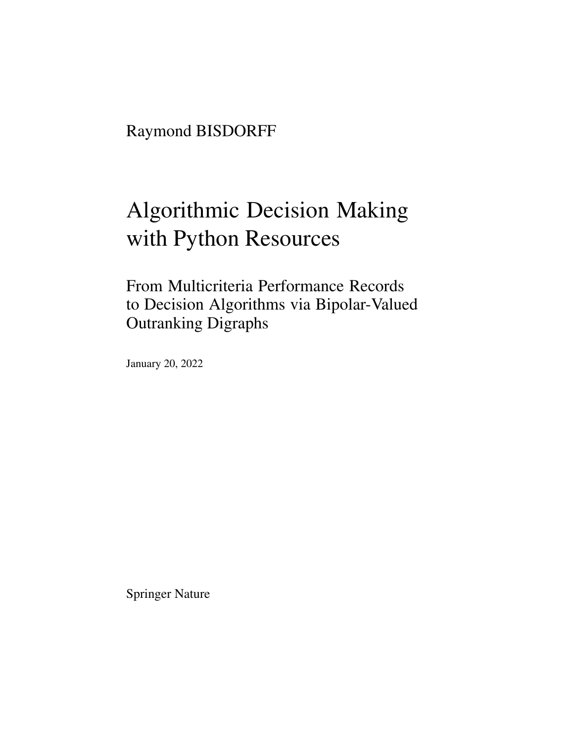Raymond BISDORFF

# Algorithmic Decision Making with Python Resources

## From Multicriteria Performance Records to Decision Algorithms via Bipolar-Valued Outranking Digraphs

January 20, 2022

Springer Nature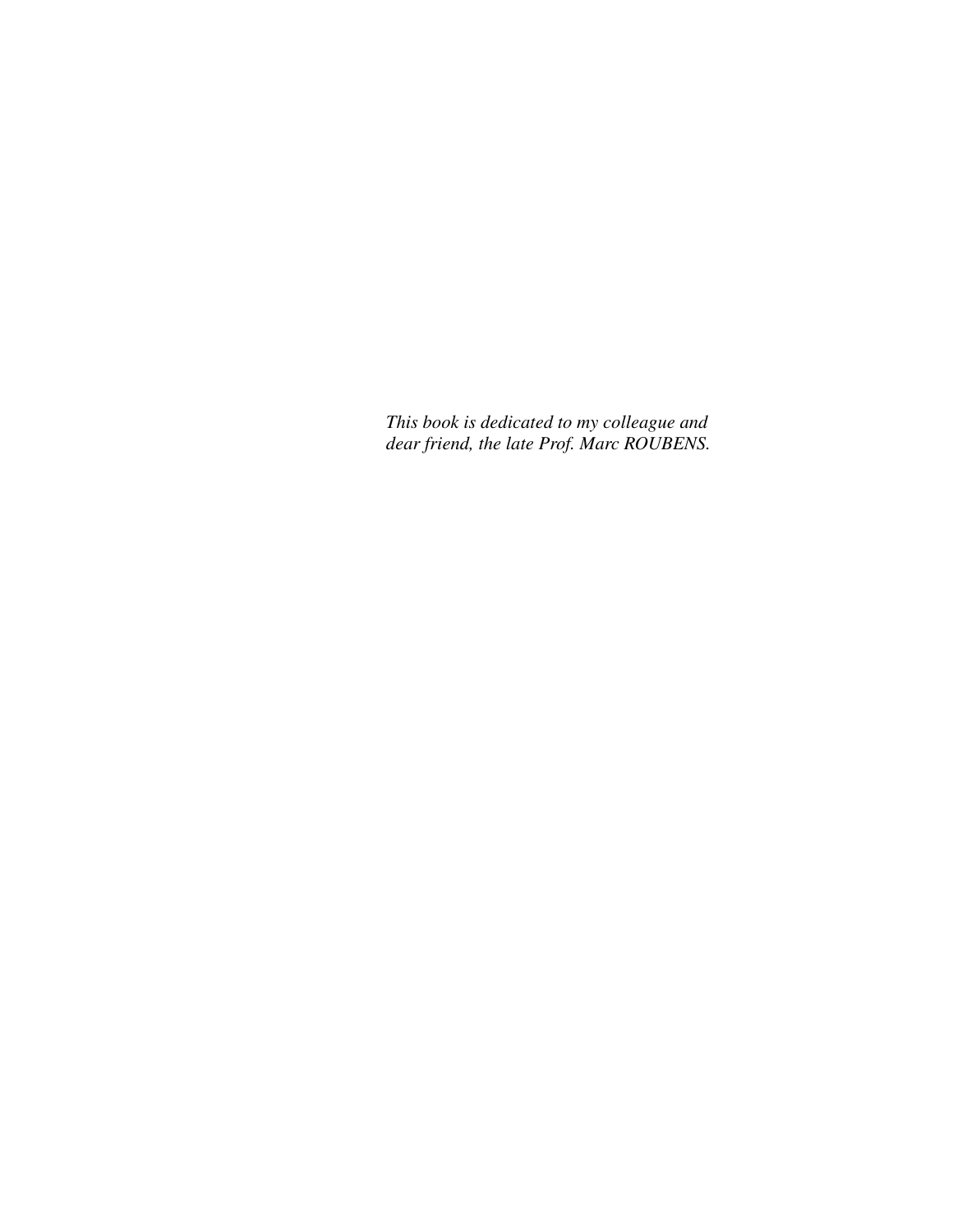*This book is dedicated to my colleague and dear friend, the late Prof. Marc ROUBENS.*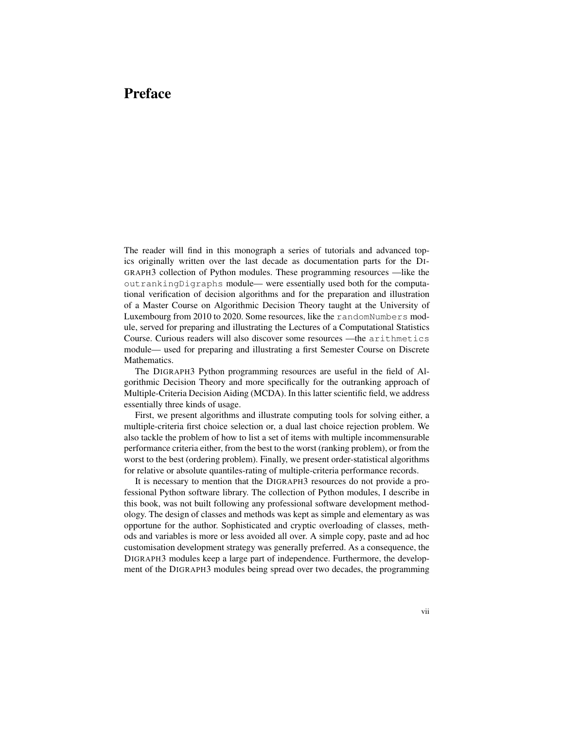# Preface

The reader will find in this monograph a series of tutorials and advanced topics originally written over the last decade as documentation parts for the DIGRAPH3 collection of Python modules. These programming resources —like the `outrankingDigraphs` module— were essentially used both for the computational verification of decision algorithms and for the preparation and illustration of a Master Course on Algorithmic Decision Theory taught at the University of Luxembourg from 2010 to 2020. Some resources, like the `randomNumbers` module, served for preparing and illustrating the Lectures of a Computational Statistics Course. Curious readers will also discover some resources —the `arithmetics` module— used for preparing and illustrating a first Semester Course on Discrete Mathematics.

The DIGRAPH3 Python programming resources are useful in the field of Algorithmic Decision Theory and more specifically for the outranking approach of Multiple-Criteria Decision Aiding (MCDA). In this latter scientific field, we address essentially three kinds of usage.

First, we present algorithms and illustrate computing tools for solving either, a multiple-criteria first choice selection or, a dual last choice rejection problem. We also tackle the problem of how to list a set of items with multiple incommensurable performance criteria either, from the best to the worst (ranking problem), or from the worst to the best (ordering problem). Finally, we present order-statistical algorithms for relative or absolute quantiles-rating of multiple-criteria performance records.

It is necessary to mention that the DIGRAPH3 resources do not provide a professional Python software library. The collection of Python modules, I describe in this book, was not built following any professional software development methodology. The design of classes and methods was kept as simple and elementary as was opportune for the author. Sophisticated and cryptic overloading of classes, methods and variables is more or less avoided all over. A simple copy, paste and ad hoc customisation development strategy was generally preferred. As a consequence, the DIGRAPH3 modules keep a large part of independence. Furthermore, the development of the DIGRAPH3 modules being spread over two decades, the programming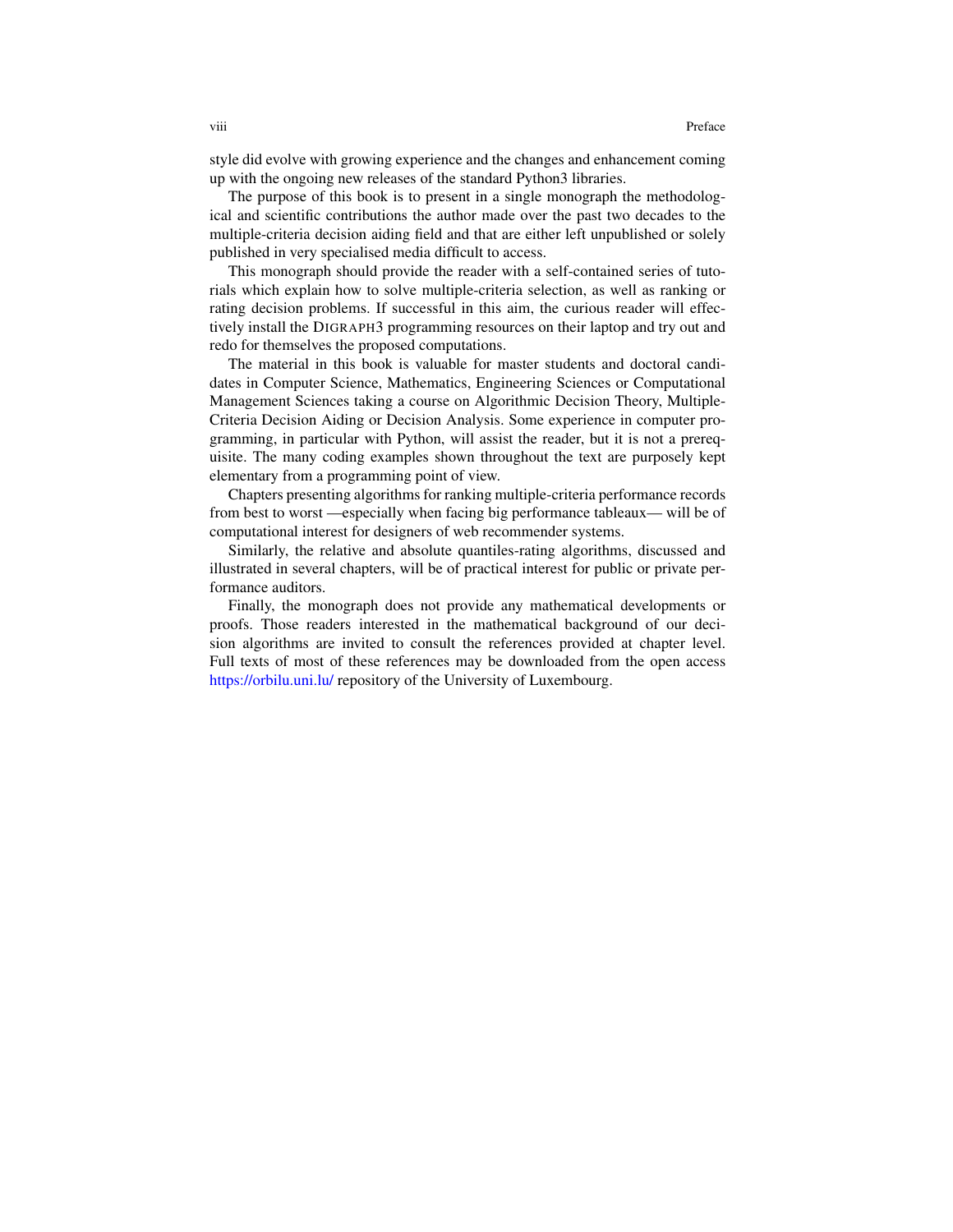style did evolve with growing experience and the changes and enhancement coming up with the ongoing new releases of the standard Python3 libraries.

The purpose of this book is to present in a single monograph the methodological and scientific contributions the author made over the past two decades to the multiple-criteria decision aiding field and that are either left unpublished or solely published in very specialised media difficult to access.

This monograph should provide the reader with a self-contained series of tutorials which explain how to solve multiple-criteria selection, as well as ranking or rating decision problems. If successful in this aim, the curious reader will effectively install the DIGRAPH3 programming resources on their laptop and try out and redo for themselves the proposed computations.

The material in this book is valuable for master students and doctoral candidates in Computer Science, Mathematics, Engineering Sciences or Computational Management Sciences taking a course on Algorithmic Decision Theory, Multiple-Criteria Decision Aiding or Decision Analysis. Some experience in computer programming, in particular with Python, will assist the reader, but it is not a prerequisite. The many coding examples shown throughout the text are purposely kept elementary from a programming point of view.

Chapters presenting algorithms for ranking multiple-criteria performance records from best to worst —especially when facing big performance tableaux— will be of computational interest for designers of web recommender systems.

Similarly, the relative and absolute quantiles-rating algorithms, discussed and illustrated in several chapters, will be of practical interest for public or private performance auditors.

Finally, the monograph does not provide any mathematical developments or proofs. Those readers interested in the mathematical background of our decision algorithms are invited to consult the references provided at chapter level. Full texts of most of these references may be downloaded from the open access https://orbilu.uni.lu/ repository of the University of Luxembourg.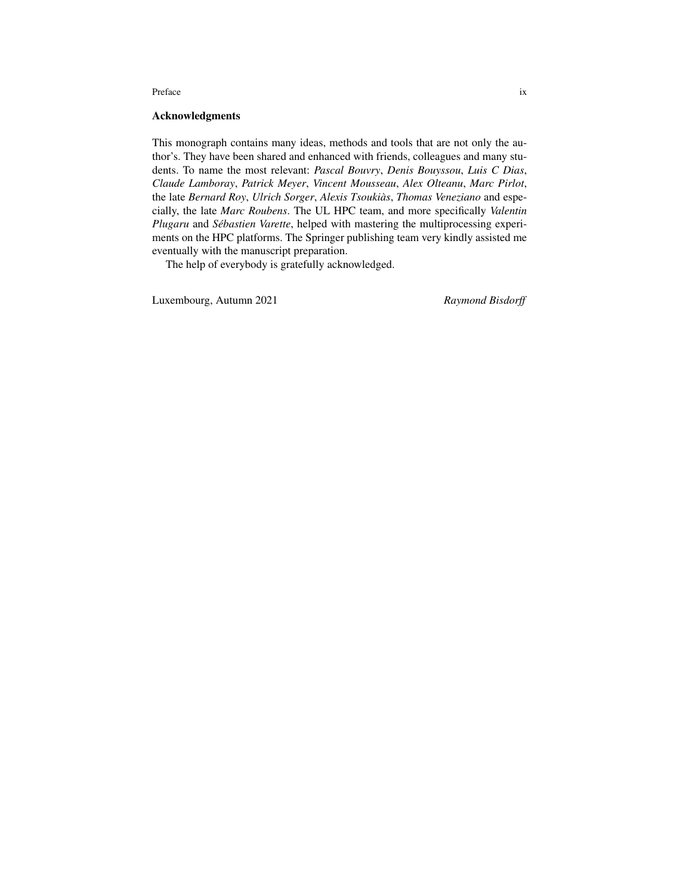## Acknowledgments

This monograph contains many ideas, methods and tools that are not only the author's. They have been shared and enhanced with friends, colleagues and many students. To name the most relevant: *Pascal Bouvry*, *Denis Bouyssou*, *Luis C Dias*, *Claude Lamboray*, *Patrick Meyer*, *Vincent Mousseau*, *Alex Olteanu*, *Marc Pirlot*, the late *Bernard Roy*, *Ulrich Sorger*, *Alexis Tsoukiàs*, *Thomas Veneziano* and especially, the late *Marc Roubens*. The UL HPC team, and more specifically *Valentin Plugaru* and *Sébastien Varette*, helped with mastering the multiprocessing experiments on the HPC platforms. The Springer publishing team very kindly assisted me eventually with the manuscript preparation.

The help of everybody is gratefully acknowledged.

Luxembourg, Autumn 2021

*Raymond Bisdorff*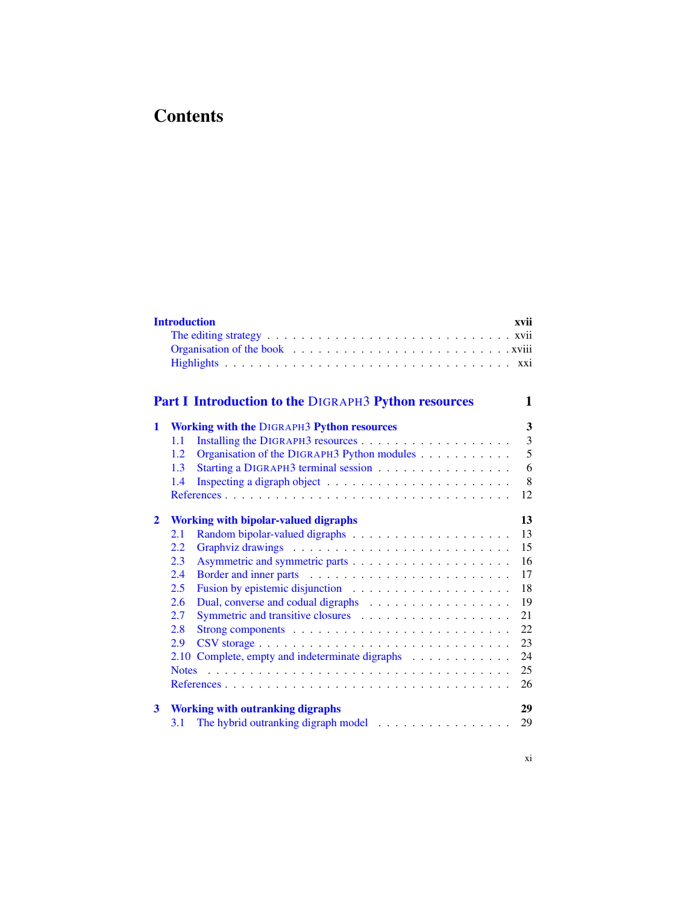# Contents

**Introduction** **xvii**

- The editing strategy . . . . . . . . . . . . . . . . . . . . . . . . . . xvii
- Organisation of the book . . . . . . . . . . . . . . . . . . . . . . . . xviii
- Highlights . . . . . . . . . . . . . . . . . . . . . . . . . . . . . . xxi

## Part I Introduction to the DIGRAPH3 Python resources **1**

**1 Working with the DIGRAPH3 Python resources** **3**

- 1.1 Installing the DIGRAPH3 resources . . . . . . . . . . . . . . . . . . 3
- 1.2 Organisation of the DIGRAPH3 Python modules . . . . . . . . . . . 5
- 1.3 Starting a DIGRAPH3 terminal session . . . . . . . . . . . . . . . 6
- 1.4 Inspecting a digraph object . . . . . . . . . . . . . . . . . . . . . 8
- References . . . . . . . . . . . . . . . . . . . . . . . . . . . . . . 12

**2 Working with bipolar-valued digraphs** **13**

- 2.1 Random bipolar-valued digraphs . . . . . . . . . . . . . . . . . . . 13
- 2.2 Graphviz drawings . . . . . . . . . . . . . . . . . . . . . . . . . 15
- 2.3 Asymmetric and symmetric parts . . . . . . . . . . . . . . . . . . 16
- 2.4 Border and inner parts . . . . . . . . . . . . . . . . . . . . . . . 17
- 2.5 Fusion by epistemic disjunction . . . . . . . . . . . . . . . . . . 18
- 2.6 Dual, converse and codual digraphs . . . . . . . . . . . . . . . . 19
- 2.7 Symmetric and transitive closures . . . . . . . . . . . . . . . . . 21
- 2.8 Strong components . . . . . . . . . . . . . . . . . . . . . . . . . 22
- 2.9 CSV storage . . . . . . . . . . . . . . . . . . . . . . . . . . . . 23
- 2.10 Complete, empty and indeterminate digraphs . . . . . . . . . . . 24
- Notes . . . . . . . . . . . . . . . . . . . . . . . . . . . . . . . . 25
- References . . . . . . . . . . . . . . . . . . . . . . . . . . . . . . 26

**3 Working with outranking digraphs** **29**

- 3.1 The hybrid outranking digraph model . . . . . . . . . . . . . . . 29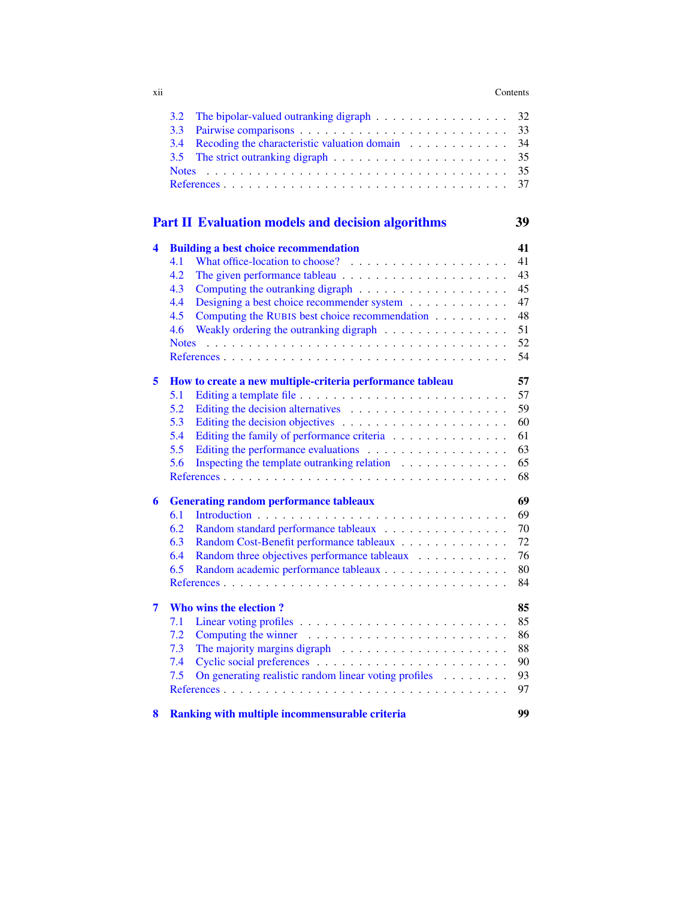3.2 The bipolar-valued outranking digraph . . . . . . . . . . . . . . . 32
3.3 Pairwise comparisons . . . . . . . . . . . . . . . . . . . . . . . 33
3.4 Recoding the characteristic valuation domain . . . . . . . . . . . 34
3.5 The strict outranking digraph . . . . . . . . . . . . . . . . . . . 35
Notes . . . . . . . . . . . . . . . . . . . . . . . . . . . . . . . . 35
References . . . . . . . . . . . . . . . . . . . . . . . . . . . . . . 37

## Part II Evaluation models and decision algorithms — 39

**4 Building a best choice recommendation — 41**

4.1 What office-location to choose? . . . . . . . . . . . . . . . . . . 41
4.2 The given performance tableau . . . . . . . . . . . . . . . . . . 43
4.3 Computing the outranking digraph . . . . . . . . . . . . . . . . 45
4.4 Designing a best choice recommender system . . . . . . . . . . . 47
4.5 Computing the RUBIS best choice recommendation . . . . . . . . 48
4.6 Weakly ordering the outranking digraph . . . . . . . . . . . . . . 51
Notes . . . . . . . . . . . . . . . . . . . . . . . . . . . . . . . . 52
References . . . . . . . . . . . . . . . . . . . . . . . . . . . . . . 54

**5 How to create a new multiple-criteria performance tableau — 57**

5.1 Editing a template file . . . . . . . . . . . . . . . . . . . . . . . 57
5.2 Editing the decision alternatives . . . . . . . . . . . . . . . . . . 59
5.3 Editing the decision objectives . . . . . . . . . . . . . . . . . . . 60
5.4 Editing the family of performance criteria . . . . . . . . . . . . . 61
5.5 Editing the performance evaluations . . . . . . . . . . . . . . . . 63
5.6 Inspecting the template outranking relation . . . . . . . . . . . . 65
References . . . . . . . . . . . . . . . . . . . . . . . . . . . . . . 68

**6 Generating random performance tableaux — 69**

6.1 Introduction . . . . . . . . . . . . . . . . . . . . . . . . . . . . 69
6.2 Random standard performance tableaux . . . . . . . . . . . . . . 70
6.3 Random Cost-Benefit performance tableaux . . . . . . . . . . . . 72
6.4 Random three objectives performance tableaux . . . . . . . . . . 76
6.5 Random academic performance tableaux . . . . . . . . . . . . . 80
References . . . . . . . . . . . . . . . . . . . . . . . . . . . . . . 84

**7 Who wins the election ? — 85**

7.1 Linear voting profiles . . . . . . . . . . . . . . . . . . . . . . . . 85
7.2 Computing the winner . . . . . . . . . . . . . . . . . . . . . . . 86
7.3 The majority margins digraph . . . . . . . . . . . . . . . . . . . 88
7.4 Cyclic social preferences . . . . . . . . . . . . . . . . . . . . . . 90
7.5 On generating realistic random linear voting profiles . . . . . . . 93
References . . . . . . . . . . . . . . . . . . . . . . . . . . . . . . 97

**8 Ranking with multiple incommensurable criteria — 99**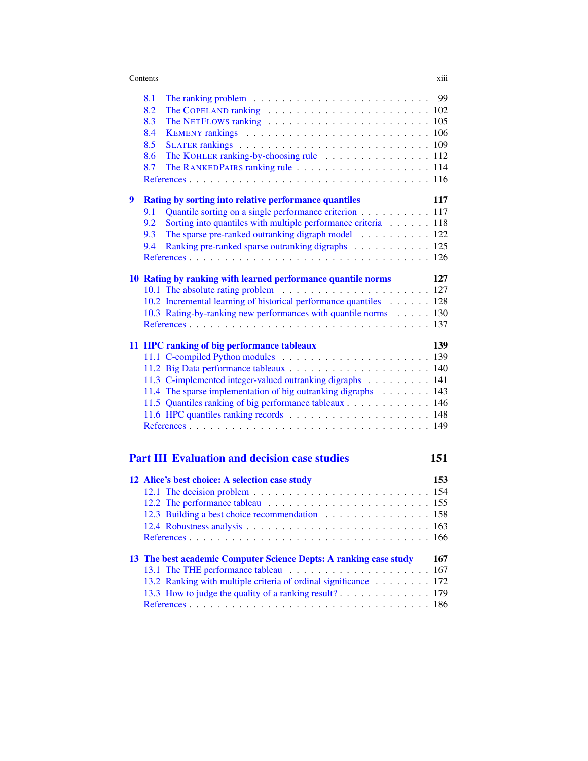8.1 The ranking problem . . . . . . . . . . . . . . . . . . . . . . . . 99
8.2 The COPELAND ranking . . . . . . . . . . . . . . . . . . . . . 102
8.3 The NETFLOWS ranking . . . . . . . . . . . . . . . . . . . . . 105
8.4 KEMENY rankings . . . . . . . . . . . . . . . . . . . . . . . . 106
8.5 SLATER rankings . . . . . . . . . . . . . . . . . . . . . . . . . 109
8.6 The KOHLER ranking-by-choosing rule . . . . . . . . . . . . . . 112
8.7 The RANKEDPAIRS ranking rule . . . . . . . . . . . . . . . . . 114
References . . . . . . . . . . . . . . . . . . . . . . . . . . . . . . 116

**9 Rating by sorting into relative performance quantiles 117**

9.1 Quantile sorting on a single performance criterion . . . . . . . . . . 117
9.2 Sorting into quantiles with multiple performance criteria . . . . . . 118
9.3 The sparse pre-ranked outranking digraph model . . . . . . . . . . 122
9.4 Ranking pre-ranked sparse outranking digraphs . . . . . . . . . . . 125
References . . . . . . . . . . . . . . . . . . . . . . . . . . . . . . 126

**10 Rating by ranking with learned performance quantile norms 127**

10.1 The absolute rating problem . . . . . . . . . . . . . . . . . . . 127
10.2 Incremental learning of historical performance quantiles . . . . . . 128
10.3 Rating-by-ranking new performances with quantile norms . . . . . 130
References . . . . . . . . . . . . . . . . . . . . . . . . . . . . . . 137

**11 HPC ranking of big performance tableaux 139**

11.1 C-compiled Python modules . . . . . . . . . . . . . . . . . . . . 139
11.2 Big Data performance tableaux . . . . . . . . . . . . . . . . . . 140
11.3 C-implemented integer-valued outranking digraphs . . . . . . . . . 141
11.4 The sparse implementation of big outranking digraphs . . . . . . . 143
11.5 Quantiles ranking of big performance tableaux . . . . . . . . . . . 146
11.6 HPC quantiles ranking records . . . . . . . . . . . . . . . . . . 148
References . . . . . . . . . . . . . . . . . . . . . . . . . . . . . . 149

## Part III Evaluation and decision case studies 151

**12 Alice's best choice: A selection case study 153**

12.1 The decision problem . . . . . . . . . . . . . . . . . . . . . . . 154
12.2 The performance tableau . . . . . . . . . . . . . . . . . . . . . 155
12.3 Building a best choice recommendation . . . . . . . . . . . . . . 158
12.4 Robustness analysis . . . . . . . . . . . . . . . . . . . . . . . . 163
References . . . . . . . . . . . . . . . . . . . . . . . . . . . . . . 166

**13 The best academic Computer Science Depts: A ranking case study 167**

13.1 The THE performance tableau . . . . . . . . . . . . . . . . . . . 167
13.2 Ranking with multiple criteria of ordinal significance . . . . . . . . 172
13.3 How to judge the quality of a ranking result? . . . . . . . . . . . . 179
References . . . . . . . . . . . . . . . . . . . . . . . . . . . . . . 186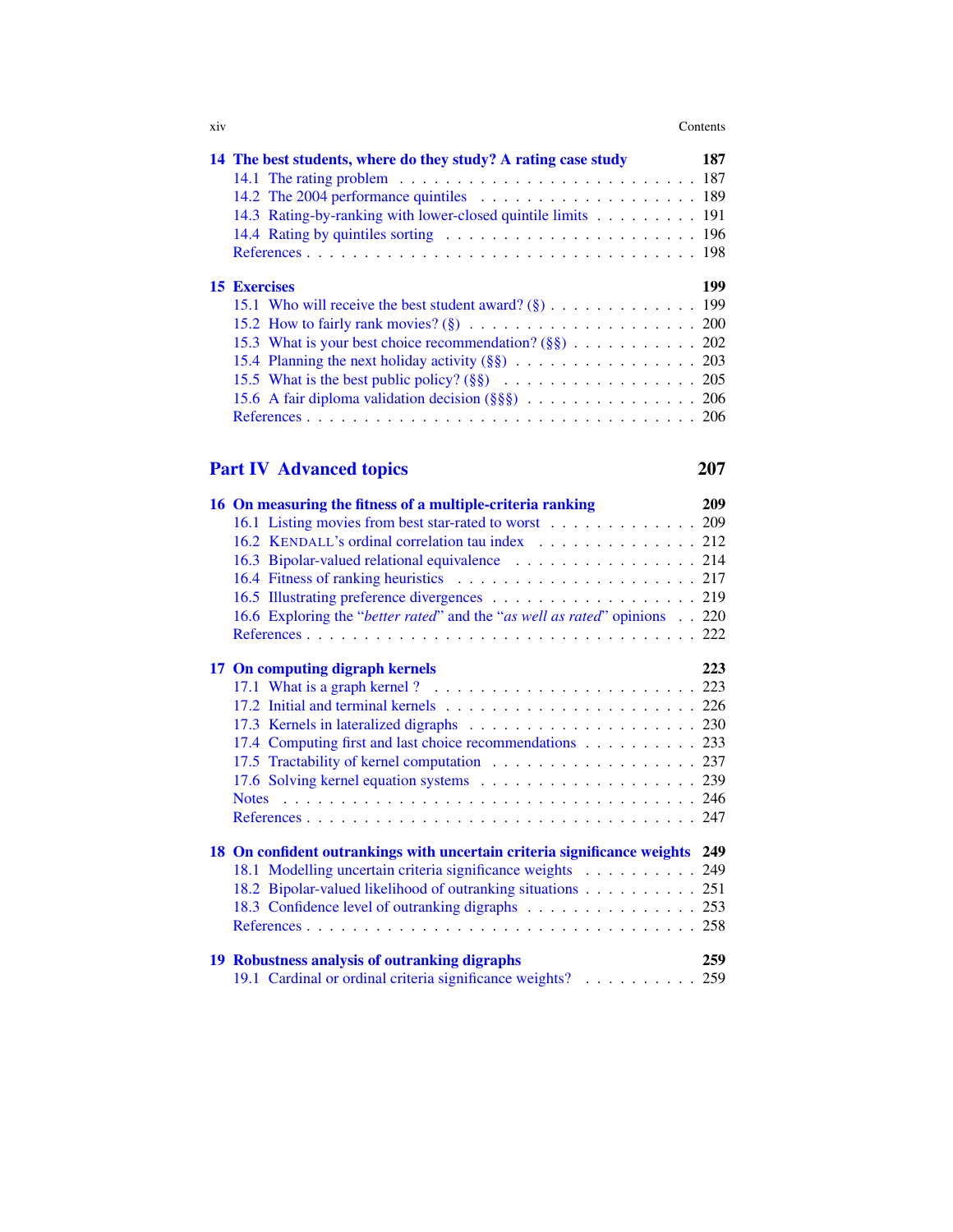**14 The best students, where do they study? A rating case study** 187
- 14.1 The rating problem . . . 187
- 14.2 The 2004 performance quintiles . . . 189
- 14.3 Rating-by-ranking with lower-closed quintile limits . . . 191
- 14.4 Rating by quintiles sorting . . . 196
- References . . . 198

**15 Exercises** 199
- 15.1 Who will receive the best student award? (§) . . . 199
- 15.2 How to fairly rank movies? (§) . . . 200
- 15.3 What is your best choice recommendation? (§§) . . . 202
- 15.4 Planning the next holiday activity (§§) . . . 203
- 15.5 What is the best public policy? (§§) . . . 205
- 15.6 A fair diploma validation decision (§§§) . . . 206
- References . . . 206

## Part IV Advanced topics 207

**16 On measuring the fitness of a multiple-criteria ranking** 209
- 16.1 Listing movies from best star-rated to worst . . . 209
- 16.2 KENDALL's ordinal correlation tau index . . . 212
- 16.3 Bipolar-valued relational equivalence . . . 214
- 16.4 Fitness of ranking heuristics . . . 217
- 16.5 Illustrating preference divergences . . . 219
- 16.6 Exploring the "*better rated*" and the "*as well as rated*" opinions . . . 220
- References . . . 222

**17 On computing digraph kernels** 223
- 17.1 What is a graph kernel ? . . . 223
- 17.2 Initial and terminal kernels . . . 226
- 17.3 Kernels in lateralized digraphs . . . 230
- 17.4 Computing first and last choice recommendations . . . 233
- 17.5 Tractability of kernel computation . . . 237
- 17.6 Solving kernel equation systems . . . 239
- Notes . . . 246
- References . . . 247

**18 On confident outrankings with uncertain criteria significance weights** 249
- 18.1 Modelling uncertain criteria significance weights . . . 249
- 18.2 Bipolar-valued likelihood of outranking situations . . . 251
- 18.3 Confidence level of outranking digraphs . . . 253
- References . . . 258

**19 Robustness analysis of outranking digraphs** 259
- 19.1 Cardinal or ordinal criteria significance weights? . . . 259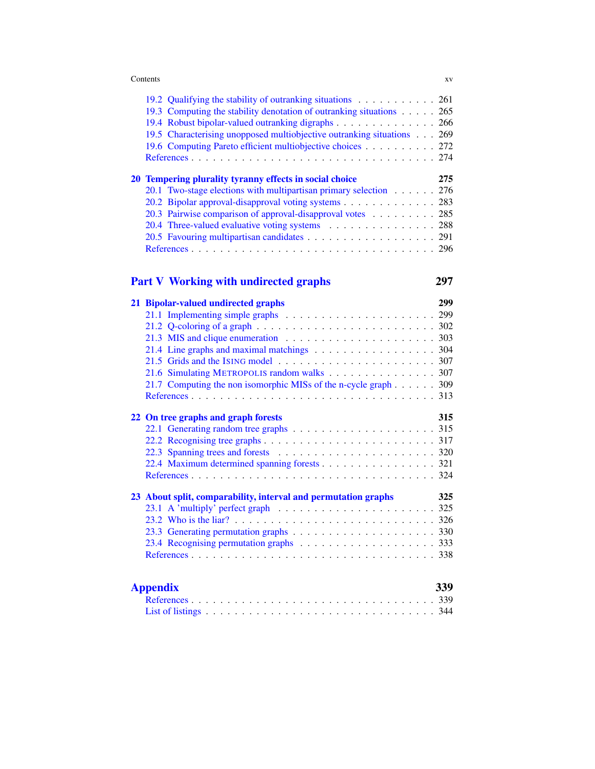- 19.2 Qualifying the stability of outranking situations . . . . . . . . . . . 261
- 19.3 Computing the stability denotation of outranking situations . . . . . 265
- 19.4 Robust bipolar-valued outranking digraphs . . . . . . . . . . . . . . 266
- 19.5 Characterising unopposed multiobjective outranking situations . . . 269
- 19.6 Computing Pareto efficient multiobjective choices . . . . . . . . . . 272
- References . . . . . . . . . . . . . . . . . . . . . . . . . . . . . . . . 274

**20 Tempering plurality tyranny effects in social choice** **275**

- 20.1 Two-stage elections with multipartisan primary selection . . . . . . 276
- 20.2 Bipolar approval-disapproval voting systems . . . . . . . . . . . . . 283
- 20.3 Pairwise comparison of approval-disapproval votes . . . . . . . . . 285
- 20.4 Three-valued evaluative voting systems . . . . . . . . . . . . . . . 288
- 20.5 Favouring multipartisan candidates . . . . . . . . . . . . . . . . . 291
- References . . . . . . . . . . . . . . . . . . . . . . . . . . . . . . . . 296

## Part V Working with undirected graphs 297

**21 Bipolar-valued undirected graphs** **299**

- 21.1 Implementing simple graphs . . . . . . . . . . . . . . . . . . . . . 299
- 21.2 Q-coloring of a graph . . . . . . . . . . . . . . . . . . . . . . . . 302
- 21.3 MIS and clique enumeration . . . . . . . . . . . . . . . . . . . . . 303
- 21.4 Line graphs and maximal matchings . . . . . . . . . . . . . . . . . 304
- 21.5 Grids and the ISING model . . . . . . . . . . . . . . . . . . . . . 307
- 21.6 Simulating METROPOLIS random walks . . . . . . . . . . . . . . . 307
- 21.7 Computing the non isomorphic MISs of the n-cycle graph . . . . . . 309
- References . . . . . . . . . . . . . . . . . . . . . . . . . . . . . . . . 313

**22 On tree graphs and graph forests** **315**

- 22.1 Generating random tree graphs . . . . . . . . . . . . . . . . . . . . 315
- 22.2 Recognising tree graphs . . . . . . . . . . . . . . . . . . . . . . . 317
- 22.3 Spanning trees and forests . . . . . . . . . . . . . . . . . . . . . . 320
- 22.4 Maximum determined spanning forests . . . . . . . . . . . . . . . . 321
- References . . . . . . . . . . . . . . . . . . . . . . . . . . . . . . . . 324

**23 About split, comparability, interval and permutation graphs** **325**

- 23.1 A 'multiply' perfect graph . . . . . . . . . . . . . . . . . . . . . . 325
- 23.2 Who is the liar? . . . . . . . . . . . . . . . . . . . . . . . . . . . 326
- 23.3 Generating permutation graphs . . . . . . . . . . . . . . . . . . . . 330
- 23.4 Recognising permutation graphs . . . . . . . . . . . . . . . . . . . 333
- References . . . . . . . . . . . . . . . . . . . . . . . . . . . . . . . . 338

## Appendix 339

- References . . . . . . . . . . . . . . . . . . . . . . . . . . . . . . . . 339
- List of listings . . . . . . . . . . . . . . . . . . . . . . . . . . . . . . 344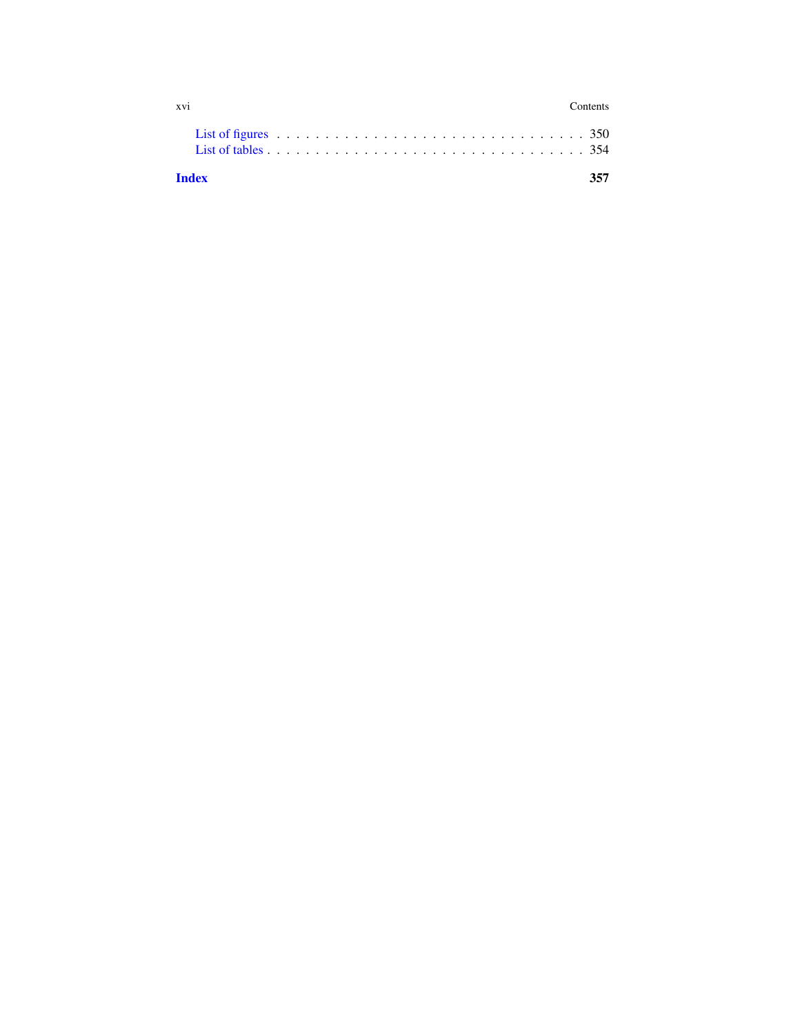List of figures . . . . . . . . . . . . . . . . . . . . . . . . . . . . . . 350
List of tables . . . . . . . . . . . . . . . . . . . . . . . . . . . . . . 354

**Index** **357**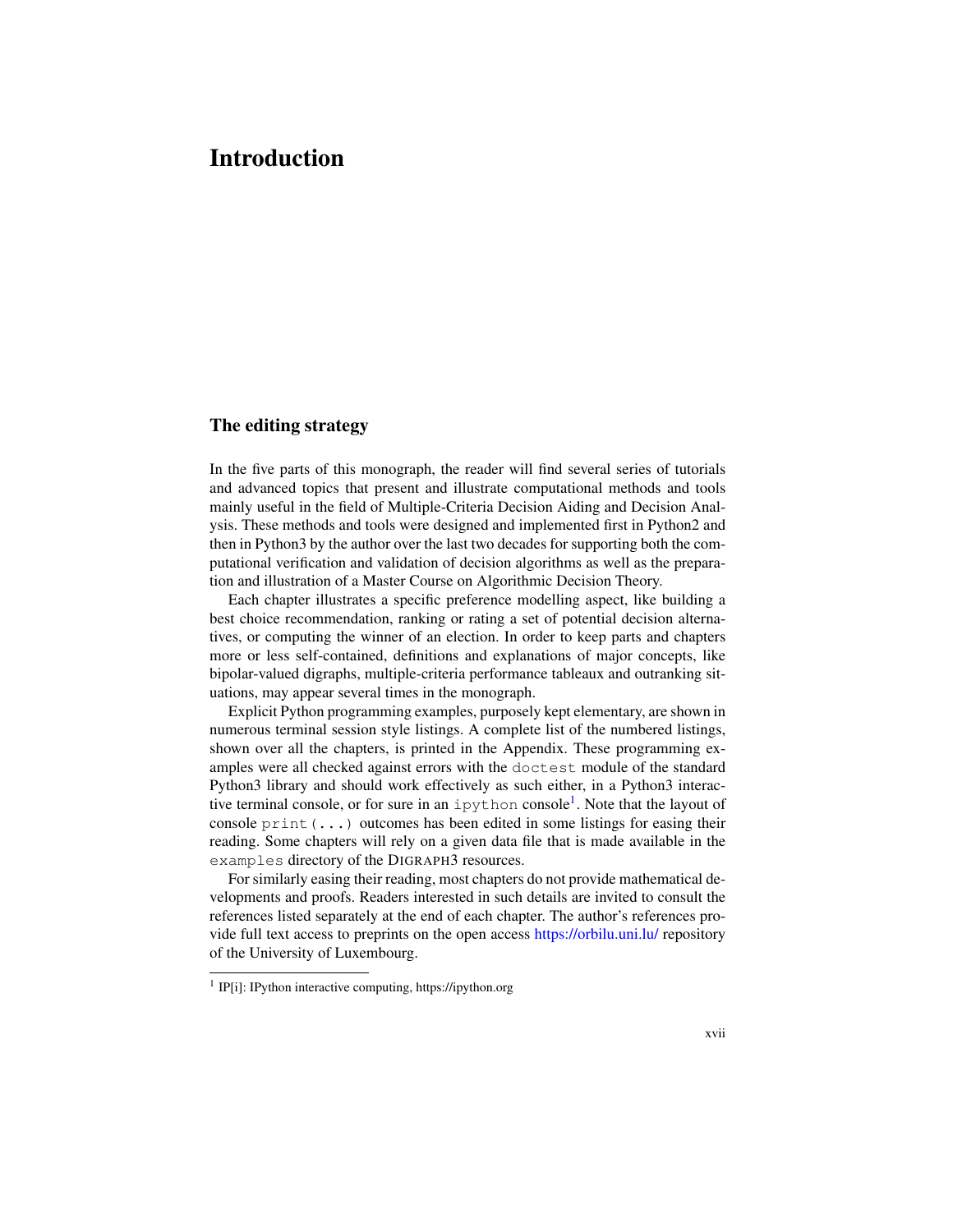# Introduction

## The editing strategy

In the five parts of this monograph, the reader will find several series of tutorials and advanced topics that present and illustrate computational methods and tools mainly useful in the field of Multiple-Criteria Decision Aiding and Decision Analysis. These methods and tools were designed and implemented first in Python2 and then in Python3 by the author over the last two decades for supporting both the computational verification and validation of decision algorithms as well as the preparation and illustration of a Master Course on Algorithmic Decision Theory.

Each chapter illustrates a specific preference modelling aspect, like building a best choice recommendation, ranking or rating a set of potential decision alternatives, or computing the winner of an election. In order to keep parts and chapters more or less self-contained, definitions and explanations of major concepts, like bipolar-valued digraphs, multiple-criteria performance tableaux and outranking situations, may appear several times in the monograph.

Explicit Python programming examples, purposely kept elementary, are shown in numerous terminal session style listings. A complete list of the numbered listings, shown over all the chapters, is printed in the Appendix. These programming examples were all checked against errors with the `doctest` module of the standard Python3 library and should work effectively as such either, in a Python3 interactive terminal console, or for sure in an `ipython` console[1]. Note that the layout of console `print(...)` outcomes has been edited in some listings for easing their reading. Some chapters will rely on a given data file that is made available in the `examples` directory of the DIGRAPH3 resources.

For similarly easing their reading, most chapters do not provide mathematical developments and proofs. Readers interested in such details are invited to consult the references listed separately at the end of each chapter. The author's references provide full text access to preprints on the open access https://orbilu.uni.lu/ repository of the University of Luxembourg.

---

[1] IP[i]: IPython interactive computing, https://ipython.org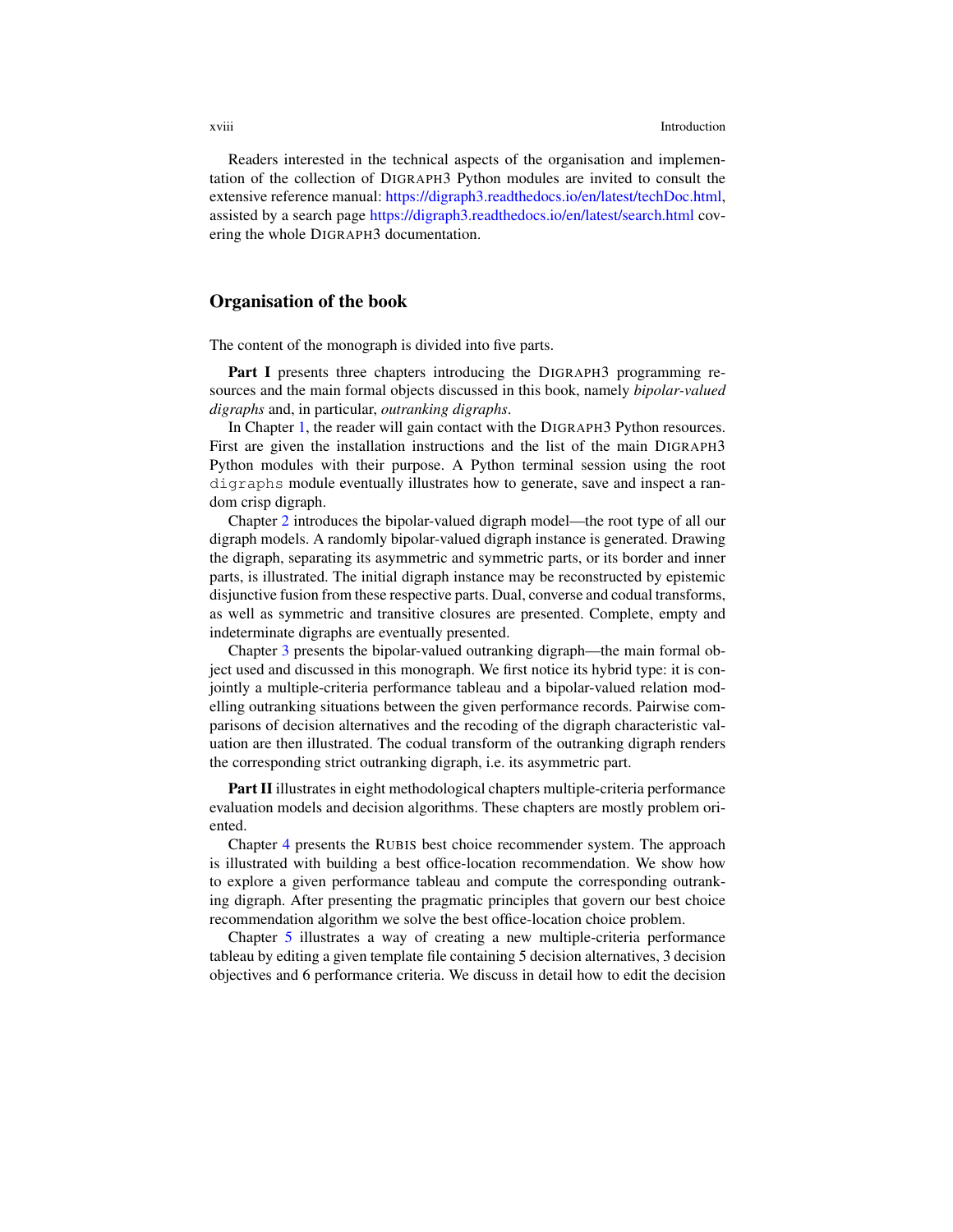Readers interested in the technical aspects of the organisation and implementation of the collection of DIGRAPH3 Python modules are invited to consult the extensive reference manual: https://digraph3.readthedocs.io/en/latest/techDoc.html, assisted by a search page https://digraph3.readthedocs.io/en/latest/search.html covering the whole DIGRAPH3 documentation.

## Organisation of the book

The content of the monograph is divided into five parts.

**Part I** presents three chapters introducing the DIGRAPH3 programming resources and the main formal objects discussed in this book, namely *bipolar-valued digraphs* and, in particular, *outranking digraphs*.

In Chapter 1, the reader will gain contact with the DIGRAPH3 Python resources. First are given the installation instructions and the list of the main DIGRAPH3 Python modules with their purpose. A Python terminal session using the root `digraphs` module eventually illustrates how to generate, save and inspect a random crisp digraph.

Chapter 2 introduces the bipolar-valued digraph model—the root type of all our digraph models. A randomly bipolar-valued digraph instance is generated. Drawing the digraph, separating its asymmetric and symmetric parts, or its border and inner parts, is illustrated. The initial digraph instance may be reconstructed by epistemic disjunctive fusion from these respective parts. Dual, converse and codual transforms, as well as symmetric and transitive closures are presented. Complete, empty and indeterminate digraphs are eventually presented.

Chapter 3 presents the bipolar-valued outranking digraph—the main formal object used and discussed in this monograph. We first notice its hybrid type: it is conjointly a multiple-criteria performance tableau and a bipolar-valued relation modelling outranking situations between the given performance records. Pairwise comparisons of decision alternatives and the recoding of the digraph characteristic valuation are then illustrated. The codual transform of the outranking digraph renders the corresponding strict outranking digraph, i.e. its asymmetric part.

**Part II** illustrates in eight methodological chapters multiple-criteria performance evaluation models and decision algorithms. These chapters are mostly problem oriented.

Chapter 4 presents the RUBIS best choice recommender system. The approach is illustrated with building a best office-location recommendation. We show how to explore a given performance tableau and compute the corresponding outranking digraph. After presenting the pragmatic principles that govern our best choice recommendation algorithm we solve the best office-location choice problem.

Chapter 5 illustrates a way of creating a new multiple-criteria performance tableau by editing a given template file containing 5 decision alternatives, 3 decision objectives and 6 performance criteria. We discuss in detail how to edit the decision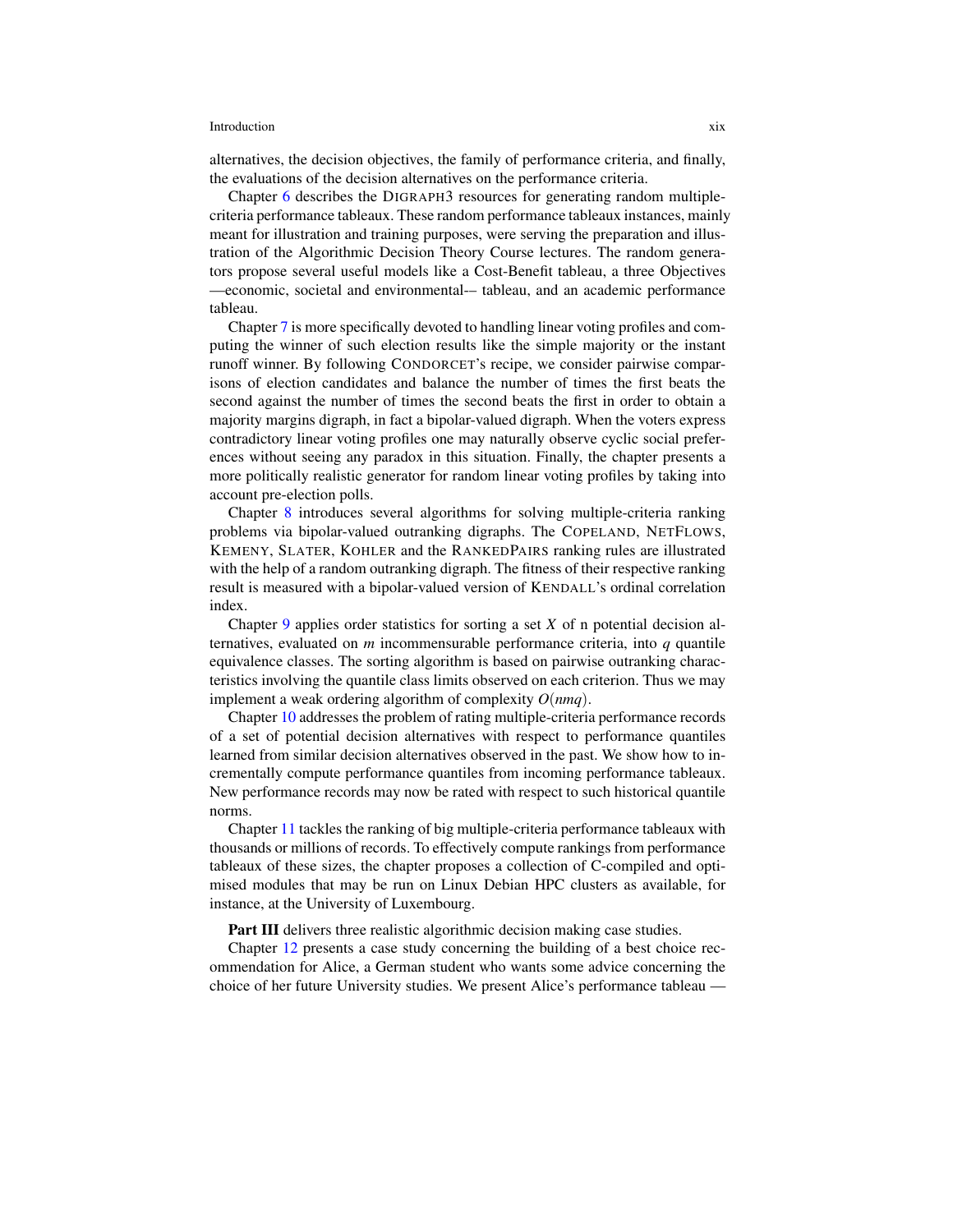alternatives, the decision objectives, the family of performance criteria, and finally, the evaluations of the decision alternatives on the performance criteria.

Chapter 6 describes the DIGRAPH3 resources for generating random multiple-criteria performance tableaux. These random performance tableaux instances, mainly meant for illustration and training purposes, were serving the preparation and illustration of the Algorithmic Decision Theory Course lectures. The random generators propose several useful models like a Cost-Benefit tableau, a three Objectives —economic, societal and environmental-– tableau, and an academic performance tableau.

Chapter 7 is more specifically devoted to handling linear voting profiles and computing the winner of such election results like the simple majority or the instant runoff winner. By following CONDORCET's recipe, we consider pairwise comparisons of election candidates and balance the number of times the first beats the second against the number of times the second beats the first in order to obtain a majority margins digraph, in fact a bipolar-valued digraph. When the voters express contradictory linear voting profiles one may naturally observe cyclic social preferences without seeing any paradox in this situation. Finally, the chapter presents a more politically realistic generator for random linear voting profiles by taking into account pre-election polls.

Chapter 8 introduces several algorithms for solving multiple-criteria ranking problems via bipolar-valued outranking digraphs. The COPELAND, NETFLOWS, KEMENY, SLATER, KOHLER and the RANKEDPAIRS ranking rules are illustrated with the help of a random outranking digraph. The fitness of their respective ranking result is measured with a bipolar-valued version of KENDALL's ordinal correlation index.

Chapter 9 applies order statistics for sorting a set $X$ of n potential decision alternatives, evaluated on $m$ incommensurable performance criteria, into $q$ quantile equivalence classes. The sorting algorithm is based on pairwise outranking characteristics involving the quantile class limits observed on each criterion. Thus we may implement a weak ordering algorithm of complexity $O(nmq)$.

Chapter 10 addresses the problem of rating multiple-criteria performance records of a set of potential decision alternatives with respect to performance quantiles learned from similar decision alternatives observed in the past. We show how to incrementally compute performance quantiles from incoming performance tableaux. New performance records may now be rated with respect to such historical quantile norms.

Chapter 11 tackles the ranking of big multiple-criteria performance tableaux with thousands or millions of records. To effectively compute rankings from performance tableaux of these sizes, the chapter proposes a collection of C-compiled and optimised modules that may be run on Linux Debian HPC clusters as available, for instance, at the University of Luxembourg.

**Part III** delivers three realistic algorithmic decision making case studies.

Chapter 12 presents a case study concerning the building of a best choice recommendation for Alice, a German student who wants some advice concerning the choice of her future University studies. We present Alice's performance tableau —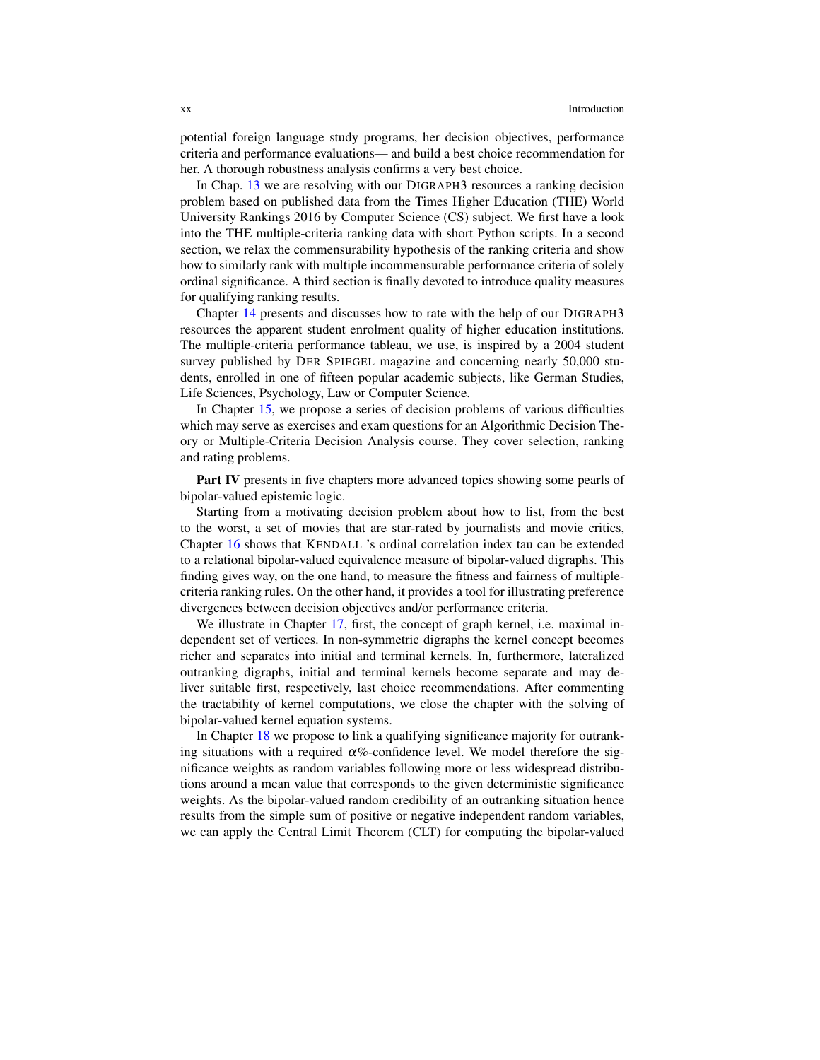potential foreign language study programs, her decision objectives, performance criteria and performance evaluations— and build a best choice recommendation for her. A thorough robustness analysis confirms a very best choice.

In Chap. 13 we are resolving with our DIGRAPH3 resources a ranking decision problem based on published data from the Times Higher Education (THE) World University Rankings 2016 by Computer Science (CS) subject. We first have a look into the THE multiple-criteria ranking data with short Python scripts. In a second section, we relax the commensurability hypothesis of the ranking criteria and show how to similarly rank with multiple incommensurable performance criteria of solely ordinal significance. A third section is finally devoted to introduce quality measures for qualifying ranking results.

Chapter 14 presents and discusses how to rate with the help of our DIGRAPH3 resources the apparent student enrolment quality of higher education institutions. The multiple-criteria performance tableau, we use, is inspired by a 2004 student survey published by DER SPIEGEL magazine and concerning nearly 50,000 students, enrolled in one of fifteen popular academic subjects, like German Studies, Life Sciences, Psychology, Law or Computer Science.

In Chapter 15, we propose a series of decision problems of various difficulties which may serve as exercises and exam questions for an Algorithmic Decision Theory or Multiple-Criteria Decision Analysis course. They cover selection, ranking and rating problems.

**Part IV** presents in five chapters more advanced topics showing some pearls of bipolar-valued epistemic logic.

Starting from a motivating decision problem about how to list, from the best to the worst, a set of movies that are star-rated by journalists and movie critics, Chapter 16 shows that KENDALL 's ordinal correlation index tau can be extended to a relational bipolar-valued equivalence measure of bipolar-valued digraphs. This finding gives way, on the one hand, to measure the fitness and fairness of multiple-criteria ranking rules. On the other hand, it provides a tool for illustrating preference divergences between decision objectives and/or performance criteria.

We illustrate in Chapter 17, first, the concept of graph kernel, i.e. maximal independent set of vertices. In non-symmetric digraphs the kernel concept becomes richer and separates into initial and terminal kernels. In, furthermore, lateralized outranking digraphs, initial and terminal kernels become separate and may deliver suitable first, respectively, last choice recommendations. After commenting the tractability of kernel computations, we close the chapter with the solving of bipolar-valued kernel equation systems.

In Chapter 18 we propose to link a qualifying significance majority for outranking situations with a required $\alpha$%-confidence level. We model therefore the significance weights as random variables following more or less widespread distributions around a mean value that corresponds to the given deterministic significance weights. As the bipolar-valued random credibility of an outranking situation hence results from the simple sum of positive or negative independent random variables, we can apply the Central Limit Theorem (CLT) for computing the bipolar-valued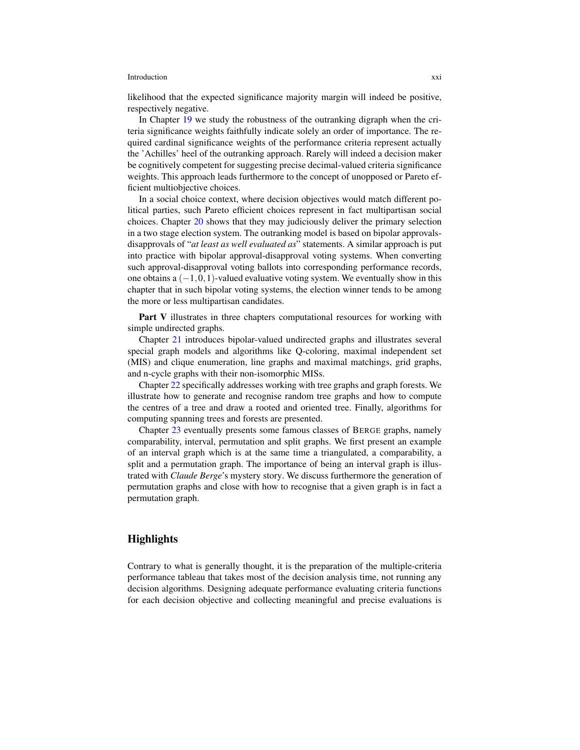likelihood that the expected significance majority margin will indeed be positive, respectively negative.

In Chapter 19 we study the robustness of the outranking digraph when the criteria significance weights faithfully indicate solely an order of importance. The required cardinal significance weights of the performance criteria represent actually the 'Achilles' heel of the outranking approach. Rarely will indeed a decision maker be cognitively competent for suggesting precise decimal-valued criteria significance weights. This approach leads furthermore to the concept of unopposed or Pareto efficient multiobjective choices.

In a social choice context, where decision objectives would match different political parties, such Pareto efficient choices represent in fact multipartisan social choices. Chapter 20 shows that they may judiciously deliver the primary selection in a two stage election system. The outranking model is based on bipolar approvals-disapprovals of "*at least as well evaluated as*" statements. A similar approach is put into practice with bipolar approval-disapproval voting systems. When converting such approval-disapproval voting ballots into corresponding performance records, one obtains a $(-1,0,1)$-valued evaluative voting system. We eventually show in this chapter that in such bipolar voting systems, the election winner tends to be among the more or less multipartisan candidates.

**Part V** illustrates in three chapters computational resources for working with simple undirected graphs.

Chapter 21 introduces bipolar-valued undirected graphs and illustrates several special graph models and algorithms like Q-coloring, maximal independent set (MIS) and clique enumeration, line graphs and maximal matchings, grid graphs, and n-cycle graphs with their non-isomorphic MISs.

Chapter 22 specifically addresses working with tree graphs and graph forests. We illustrate how to generate and recognise random tree graphs and how to compute the centres of a tree and draw a rooted and oriented tree. Finally, algorithms for computing spanning trees and forests are presented.

Chapter 23 eventually presents some famous classes of BERGE graphs, namely comparability, interval, permutation and split graphs. We first present an example of an interval graph which is at the same time a triangulated, a comparability, a split and a permutation graph. The importance of being an interval graph is illustrated with *Claude Berge*'s mystery story. We discuss furthermore the generation of permutation graphs and close with how to recognise that a given graph is in fact a permutation graph.

## Highlights

Contrary to what is generally thought, it is the preparation of the multiple-criteria performance tableau that takes most of the decision analysis time, not running any decision algorithms. Designing adequate performance evaluating criteria functions for each decision objective and collecting meaningful and precise evaluations is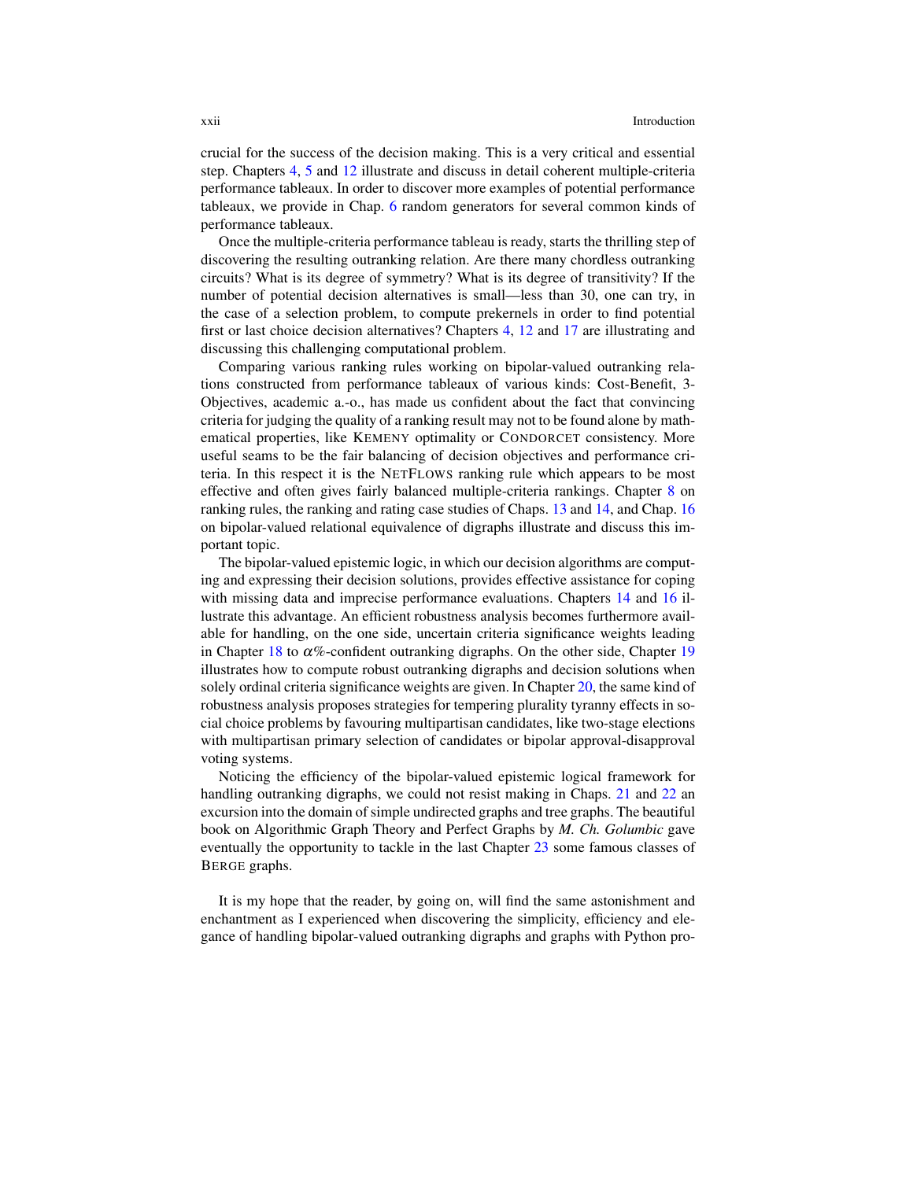crucial for the success of the decision making. This is a very critical and essential step. Chapters 4, 5 and 12 illustrate and discuss in detail coherent multiple-criteria performance tableaux. In order to discover more examples of potential performance tableaux, we provide in Chap. 6 random generators for several common kinds of performance tableaux.

Once the multiple-criteria performance tableau is ready, starts the thrilling step of discovering the resulting outranking relation. Are there many chordless outranking circuits? What is its degree of symmetry? What is its degree of transitivity? If the number of potential decision alternatives is small—less than 30, one can try, in the case of a selection problem, to compute prekernels in order to find potential first or last choice decision alternatives? Chapters 4, 12 and 17 are illustrating and discussing this challenging computational problem.

Comparing various ranking rules working on bipolar-valued outranking relations constructed from performance tableaux of various kinds: Cost-Benefit, 3-Objectives, academic a.-o., has made us confident about the fact that convincing criteria for judging the quality of a ranking result may not to be found alone by mathematical properties, like KEMENY optimality or CONDORCET consistency. More useful seams to be the fair balancing of decision objectives and performance criteria. In this respect it is the NETFLOWS ranking rule which appears to be most effective and often gives fairly balanced multiple-criteria rankings. Chapter 8 on ranking rules, the ranking and rating case studies of Chaps. 13 and 14, and Chap. 16 on bipolar-valued relational equivalence of digraphs illustrate and discuss this important topic.

The bipolar-valued epistemic logic, in which our decision algorithms are computing and expressing their decision solutions, provides effective assistance for coping with missing data and imprecise performance evaluations. Chapters 14 and 16 illustrate this advantage. An efficient robustness analysis becomes furthermore available for handling, on the one side, uncertain criteria significance weights leading in Chapter 18 to $\alpha$%-confident outranking digraphs. On the other side, Chapter 19 illustrates how to compute robust outranking digraphs and decision solutions when solely ordinal criteria significance weights are given. In Chapter 20, the same kind of robustness analysis proposes strategies for tempering plurality tyranny effects in social choice problems by favouring multipartisan candidates, like two-stage elections with multipartisan primary selection of candidates or bipolar approval-disapproval voting systems.

Noticing the efficiency of the bipolar-valued epistemic logical framework for handling outranking digraphs, we could not resist making in Chaps. 21 and 22 an excursion into the domain of simple undirected graphs and tree graphs. The beautiful book on Algorithmic Graph Theory and Perfect Graphs by *M. Ch. Golumbic* gave eventually the opportunity to tackle in the last Chapter 23 some famous classes of BERGE graphs.

It is my hope that the reader, by going on, will find the same astonishment and enchantment as I experienced when discovering the simplicity, efficiency and elegance of handling bipolar-valued outranking digraphs and graphs with Python pro-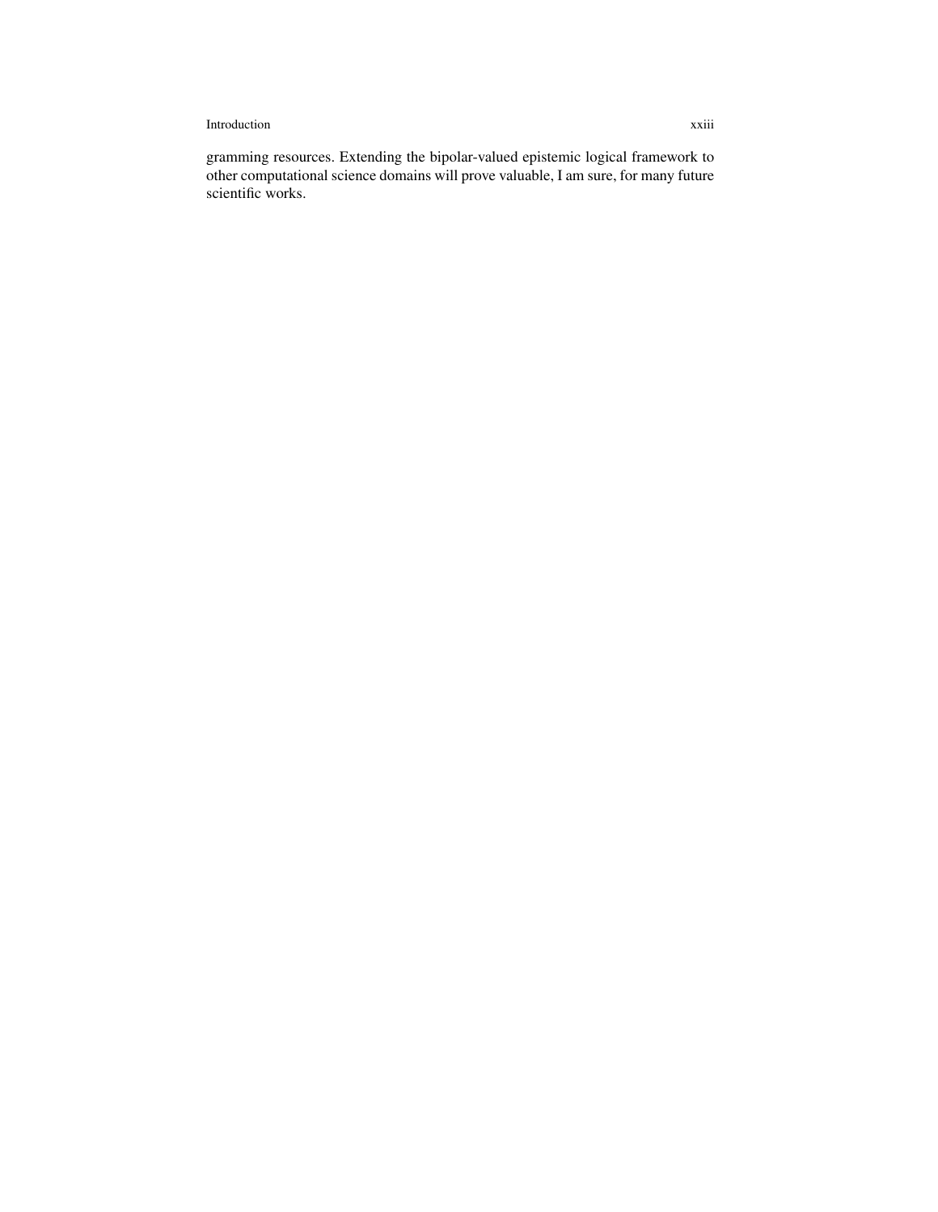gramming resources. Extending the bipolar-valued epistemic logical framework to other computational science domains will prove valuable, I am sure, for many future scientific works.